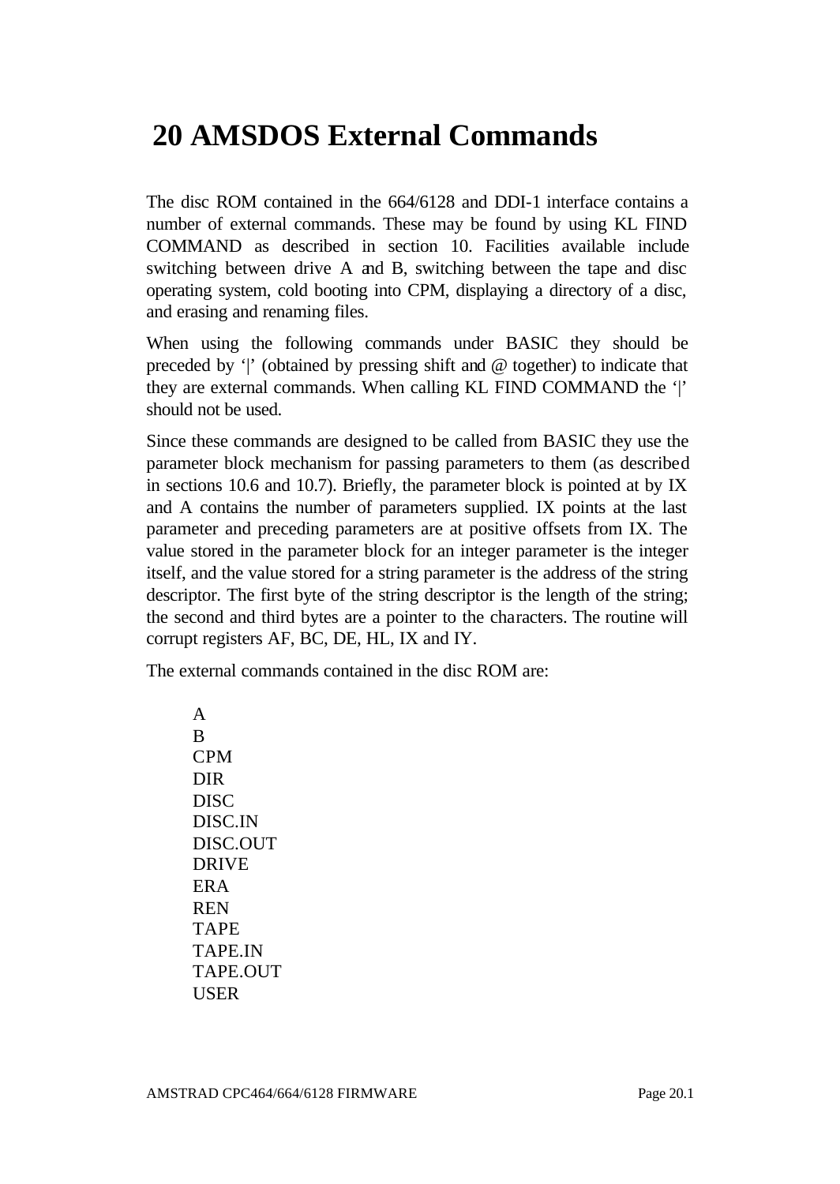# 20 AMSDOS External Commands

The disc ROM contained in the 664/6128 and DDI-1 interface contains a number of external commands. These may be found by using KL FIND COMMAND as described in section 10. Facilities available include switching between drive A and B, switching between the tape and disc operating system, cold booting into CPM, displaying a directory of a disc, and erasing and renaming files.

When using the following commands under BASIC they should be preceded by '|' (obtained by pressing shift and @ together) to indicate that they are external commands. When calling KL FIND COMMAND the '|' should not be used.

Since these commands are designed to be called from BASIC they use the parameter block mechanism for passing parameters to them (as described in sections 10.6 and 10.7). Briefly, the parameter block is pointed at by IX and A contains the number of parameters supplied. IX points at the last parameter and preceding parameters are at positive offsets from IX. The value stored in the parameter block for an integer parameter is the integer itself, and the value stored for a string parameter is the address of the string descriptor. The first byte of the string descriptor is the length of the string; the second and third bytes are a pointer to the characters. The routine will corrupt registers AF, BC, DE, HL, IX and IY.

The external commands contained in the disc ROM are:

A
B
CPM
DIR
DISC
DISC.IN
DISC.OUT
DRIVE
ERA
REN
TAPE
TAPE.IN
TAPE.OUT
USER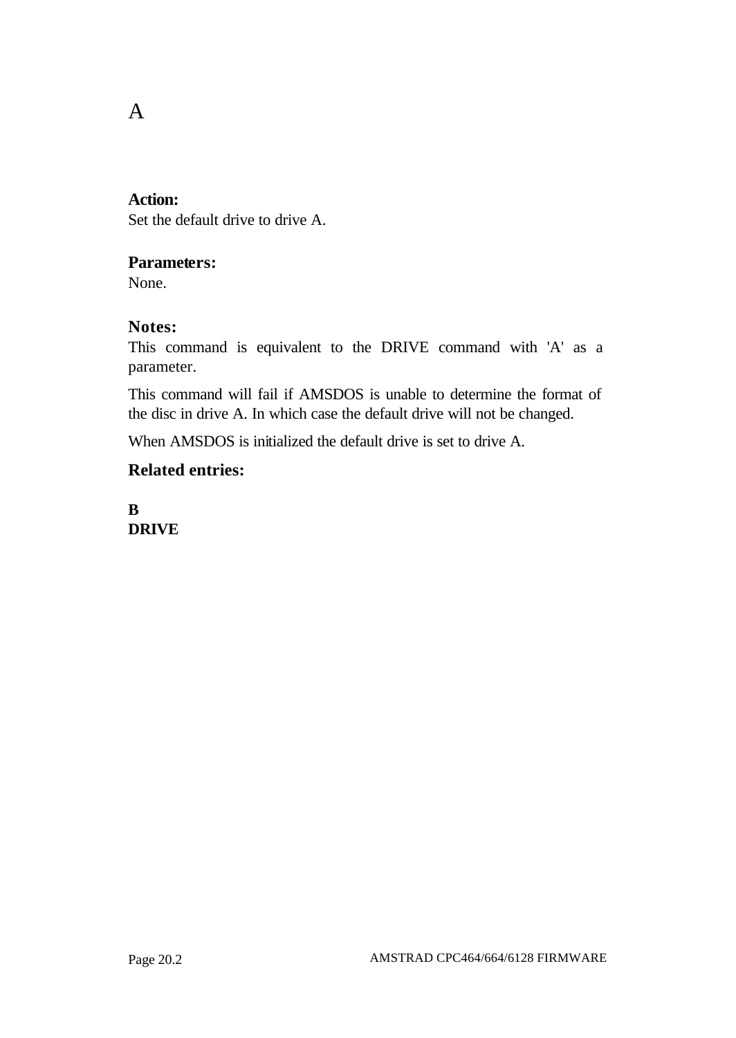# A

**Action:**

Set the default drive to drive A.

**Parameters:**

None.

**Notes:**

This command is equivalent to the DRIVE command with 'A' as a parameter.

This command will fail if AMSDOS is unable to determine the format of the disc in drive A. In which case the default drive will not be changed.

When AMSDOS is initialized the default drive is set to drive A.

**Related entries:**

**B**
**DRIVE**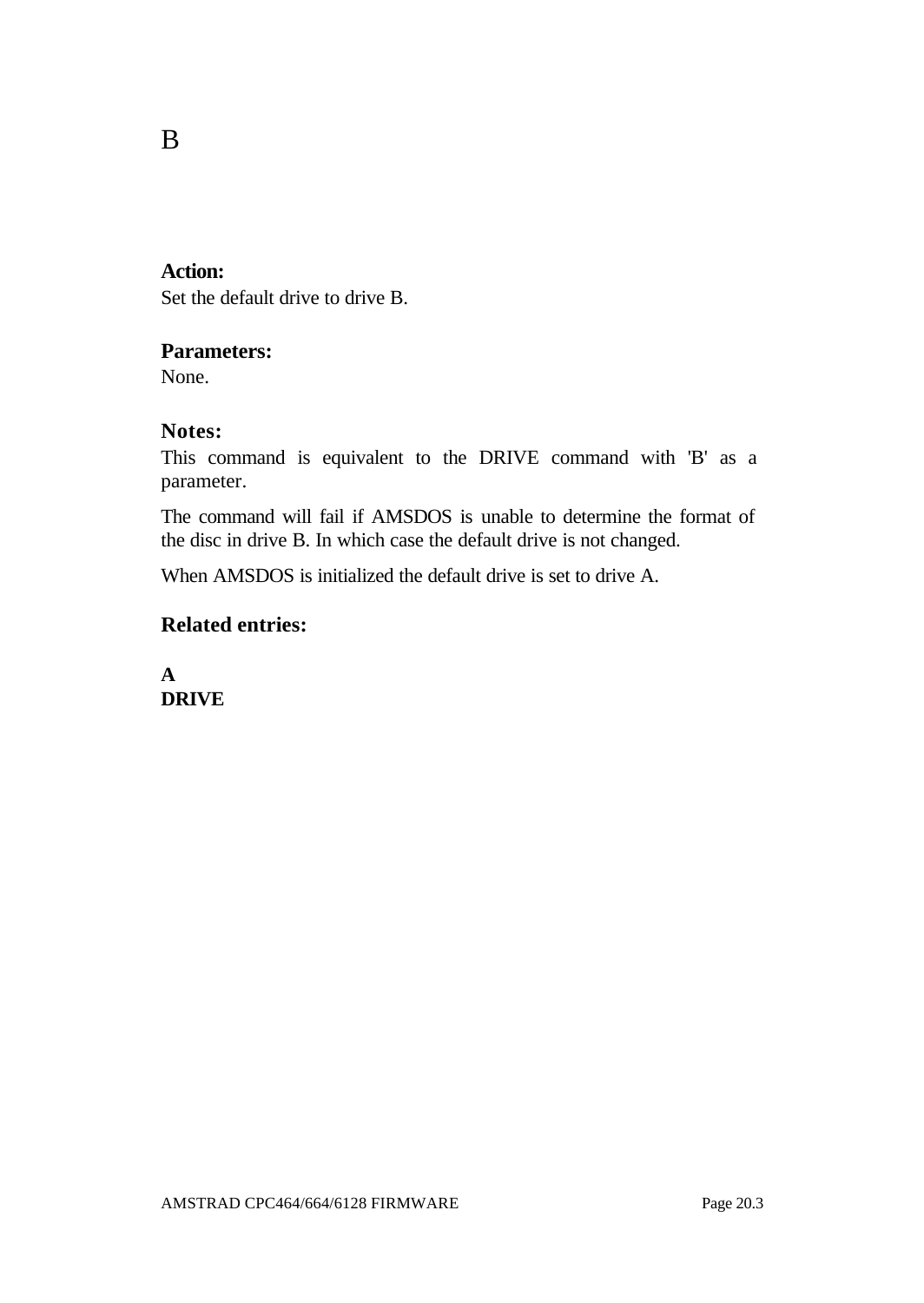# B

**Action:**
Set the default drive to drive B.

**Parameters:**
None.

**Notes:**
This command is equivalent to the DRIVE command with 'B' as a parameter.

The command will fail if AMSDOS is unable to determine the format of the disc in drive B. In which case the default drive is not changed.

When AMSDOS is initialized the default drive is set to drive A.

**Related entries:**

**A**
**DRIVE**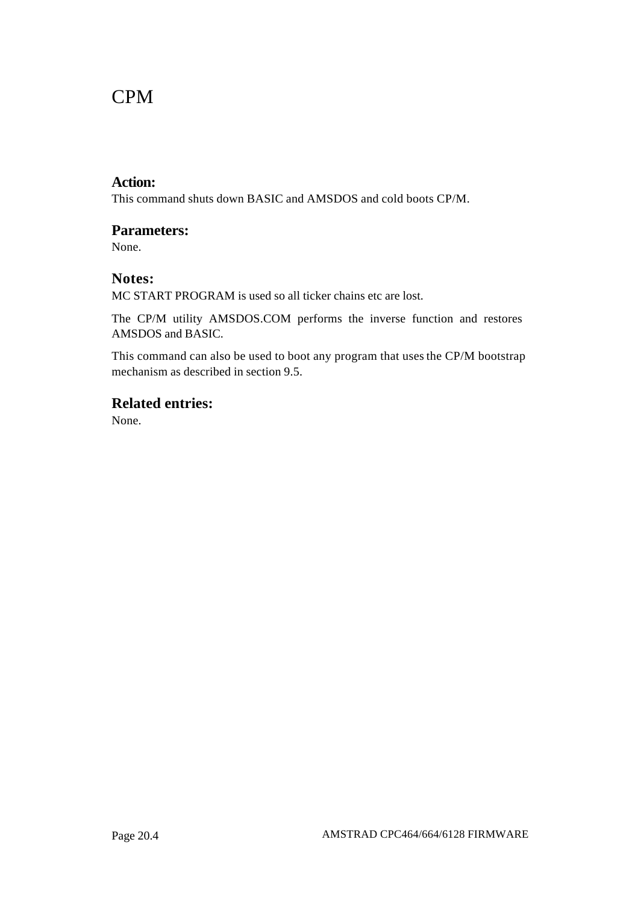# CPM

## Action:

This command shuts down BASIC and AMSDOS and cold boots CP/M.

## Parameters:

None.

## Notes:

MC START PROGRAM is used so all ticker chains etc are lost.

The CP/M utility AMSDOS.COM performs the inverse function and restores AMSDOS and BASIC.

This command can also be used to boot any program that uses the CP/M bootstrap mechanism as described in section 9.5.

## Related entries:

None.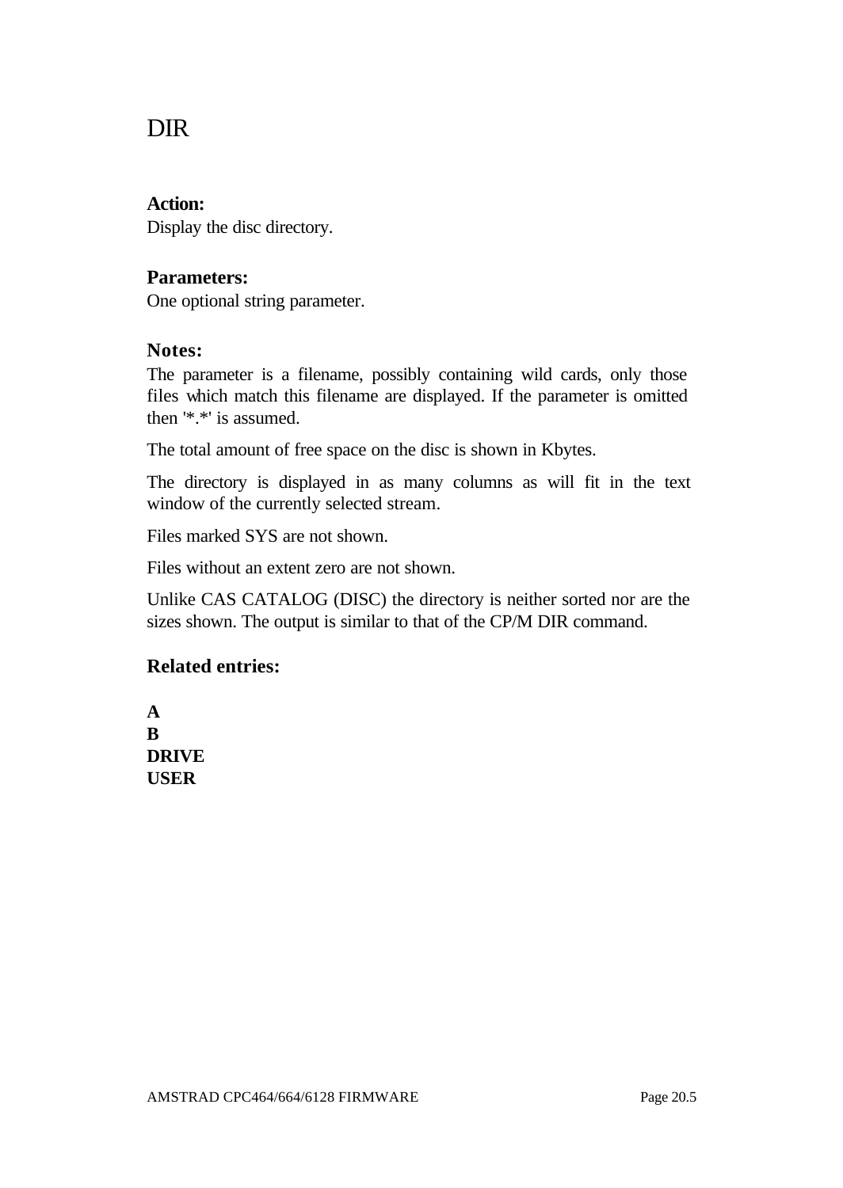# DIR

**Action:**
Display the disc directory.

**Parameters:**
One optional string parameter.

**Notes:**
The parameter is a filename, possibly containing wild cards, only those files which match this filename are displayed. If the parameter is omitted then '*.*' is assumed.

The total amount of free space on the disc is shown in Kbytes.

The directory is displayed in as many columns as will fit in the text window of the currently selected stream.

Files marked SYS are not shown.

Files without an extent zero are not shown.

Unlike CAS CATALOG (DISC) the directory is neither sorted nor are the sizes shown. The output is similar to that of the CP/M DIR command.

**Related entries:**

**A**
**B**
**DRIVE**
**USER**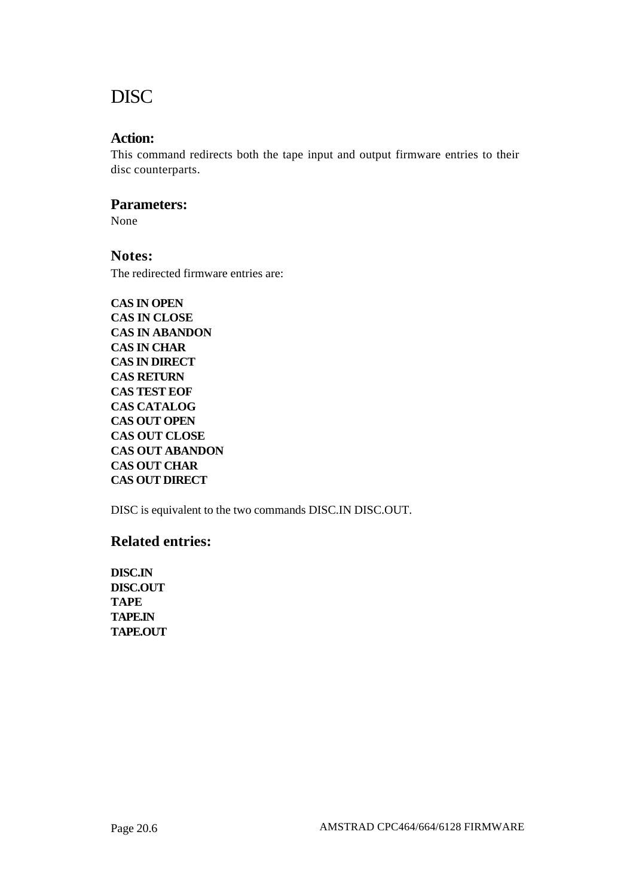# DISC

### Action:

This command redirects both the tape input and output firmware entries to their disc counterparts.

### Parameters:

None

### Notes:

The redirected firmware entries are:

**CAS IN OPEN**
**CAS IN CLOSE**
**CAS IN ABANDON**
**CAS IN CHAR**
**CAS IN DIRECT**
**CAS RETURN**
**CAS TEST EOF**
**CAS CATALOG**
**CAS OUT OPEN**
**CAS OUT CLOSE**
**CAS OUT ABANDON**
**CAS OUT CHAR**
**CAS OUT DIRECT**

DISC is equivalent to the two commands DISC.IN DISC.OUT.

### Related entries:

**DISC.IN**
**DISC.OUT**
**TAPE**
**TAPE.IN**
**TAPE.OUT**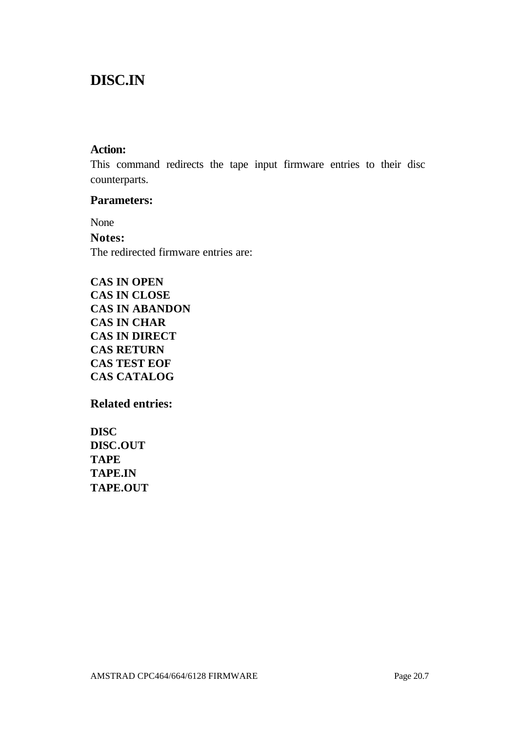# DISC.IN

**Action:**

This command redirects the tape input firmware entries to their disc counterparts.

**Parameters:**

None

**Notes:**

The redirected firmware entries are:

**CAS IN OPEN**
**CAS IN CLOSE**
**CAS IN ABANDON**
**CAS IN CHAR**
**CAS IN DIRECT**
**CAS RETURN**
**CAS TEST EOF**
**CAS CATALOG**

**Related entries:**

**DISC**
**DISC.OUT**
**TAPE**
**TAPE.IN**
**TAPE.OUT**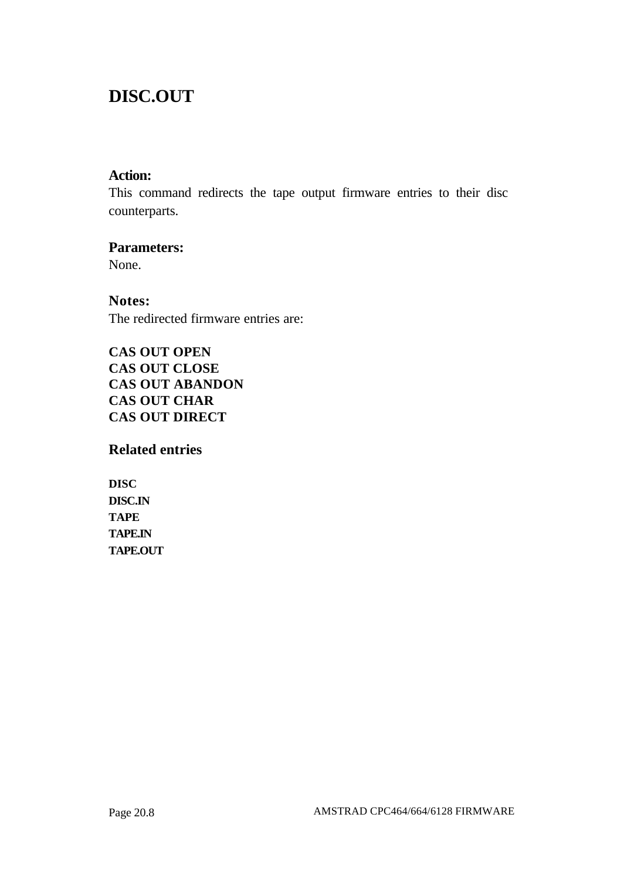# DISC.OUT

**Action:**
This command redirects the tape output firmware entries to their disc counterparts.

**Parameters:**
None.

**Notes:**
The redirected firmware entries are:

**CAS OUT OPEN**
**CAS OUT CLOSE**
**CAS OUT ABANDON**
**CAS OUT CHAR**
**CAS OUT DIRECT**

**Related entries**

**DISC**
**DISC.IN**
**TAPE**
**TAPE.IN**
**TAPE.OUT**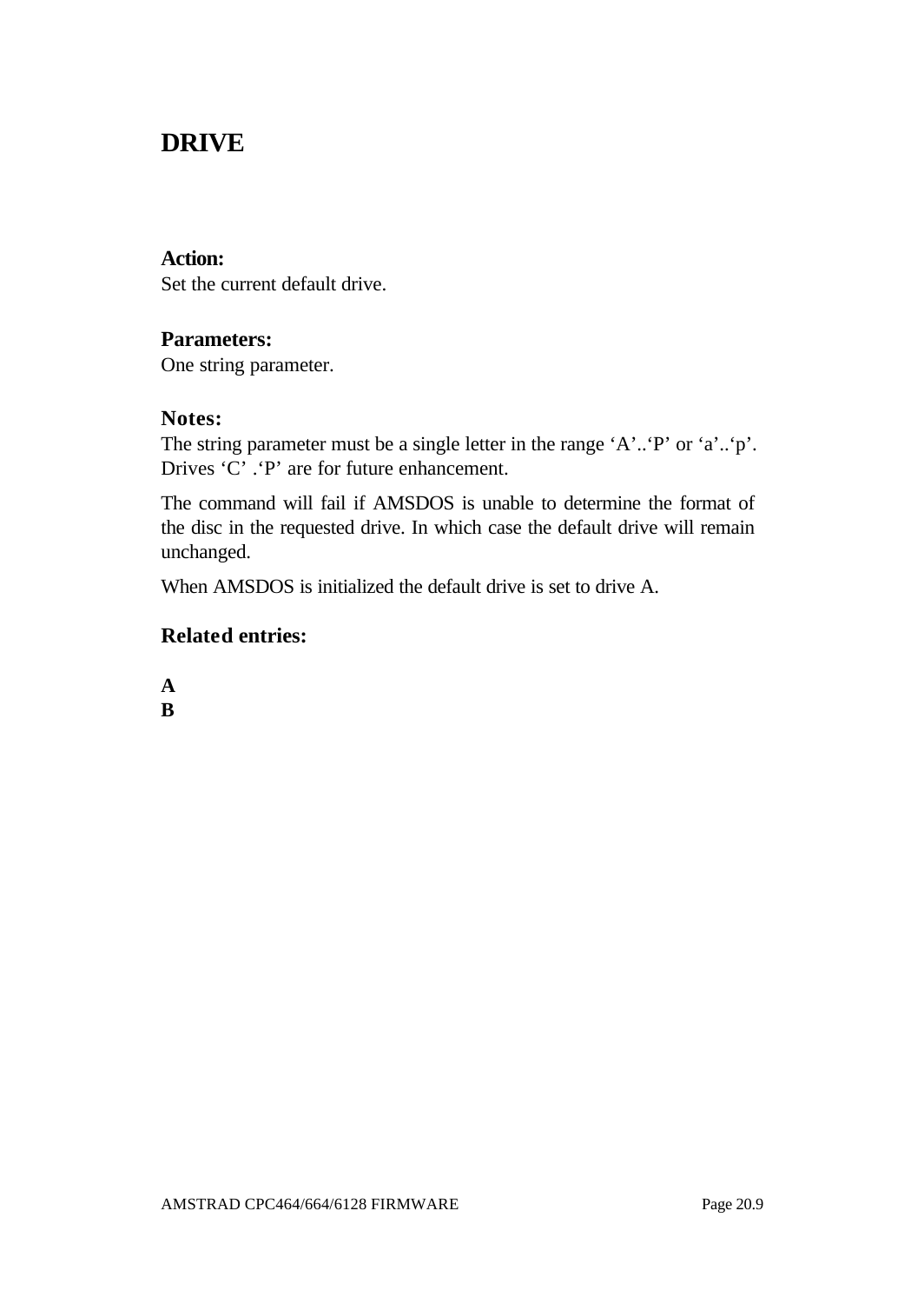# DRIVE

**Action:**
Set the current default drive.

**Parameters:**
One string parameter.

**Notes:**
The string parameter must be a single letter in the range 'A'..'P' or 'a'..'p'. Drives 'C' .'P' are for future enhancement.

The command will fail if AMSDOS is unable to determine the format of the disc in the requested drive. In which case the default drive will remain unchanged.

When AMSDOS is initialized the default drive is set to drive A.

**Related entries:**

**A**
**B**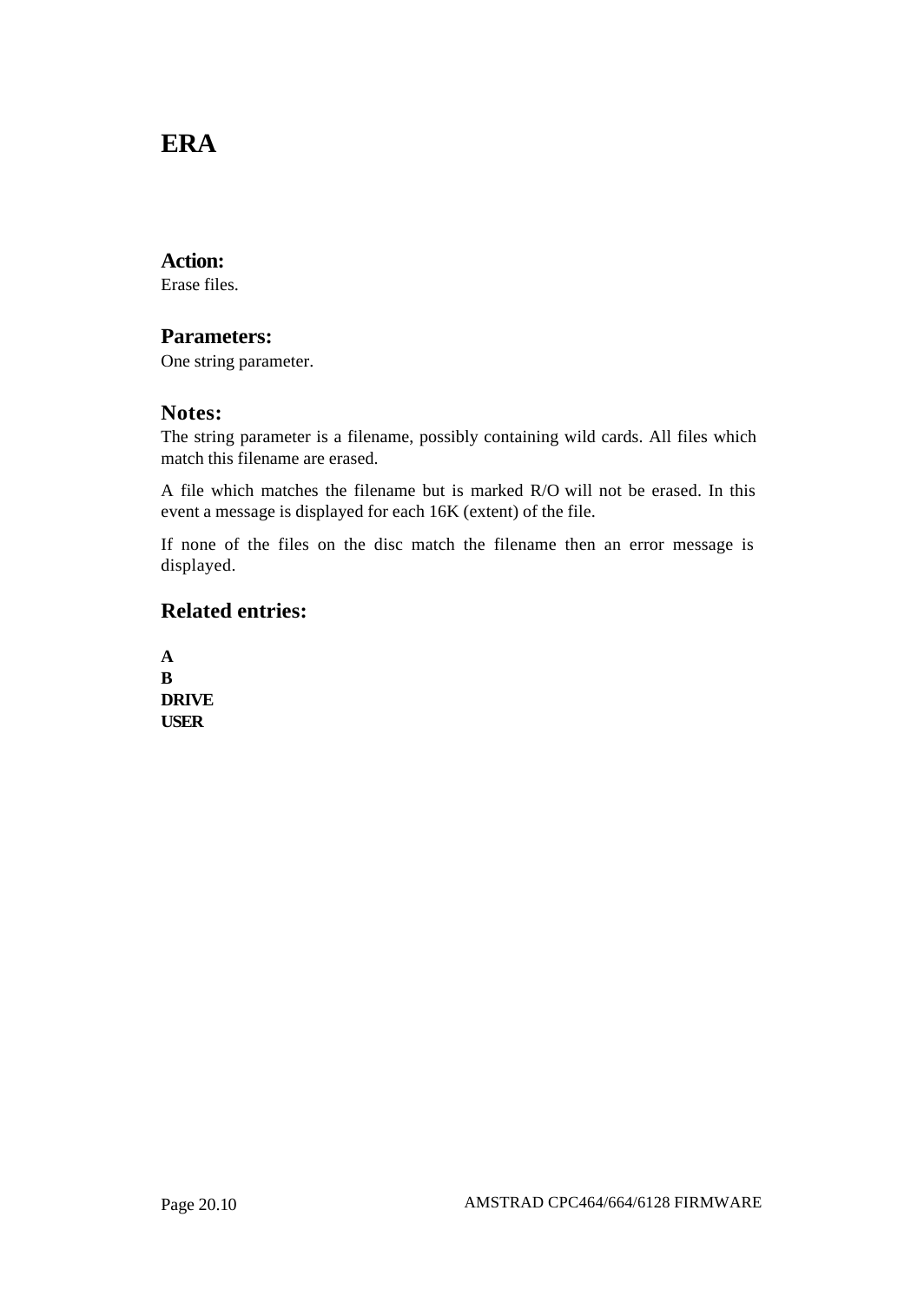# ERA

## Action:

Erase files.

## Parameters:

One string parameter.

## Notes:

The string parameter is a filename, possibly containing wild cards. All files which match this filename are erased.

A file which matches the filename but is marked R/O will not be erased. In this event a message is displayed for each 16K (extent) of the file.

If none of the files on the disc match the filename then an error message is displayed.

## Related entries:

**A**
**B**
**DRIVE**
**USER**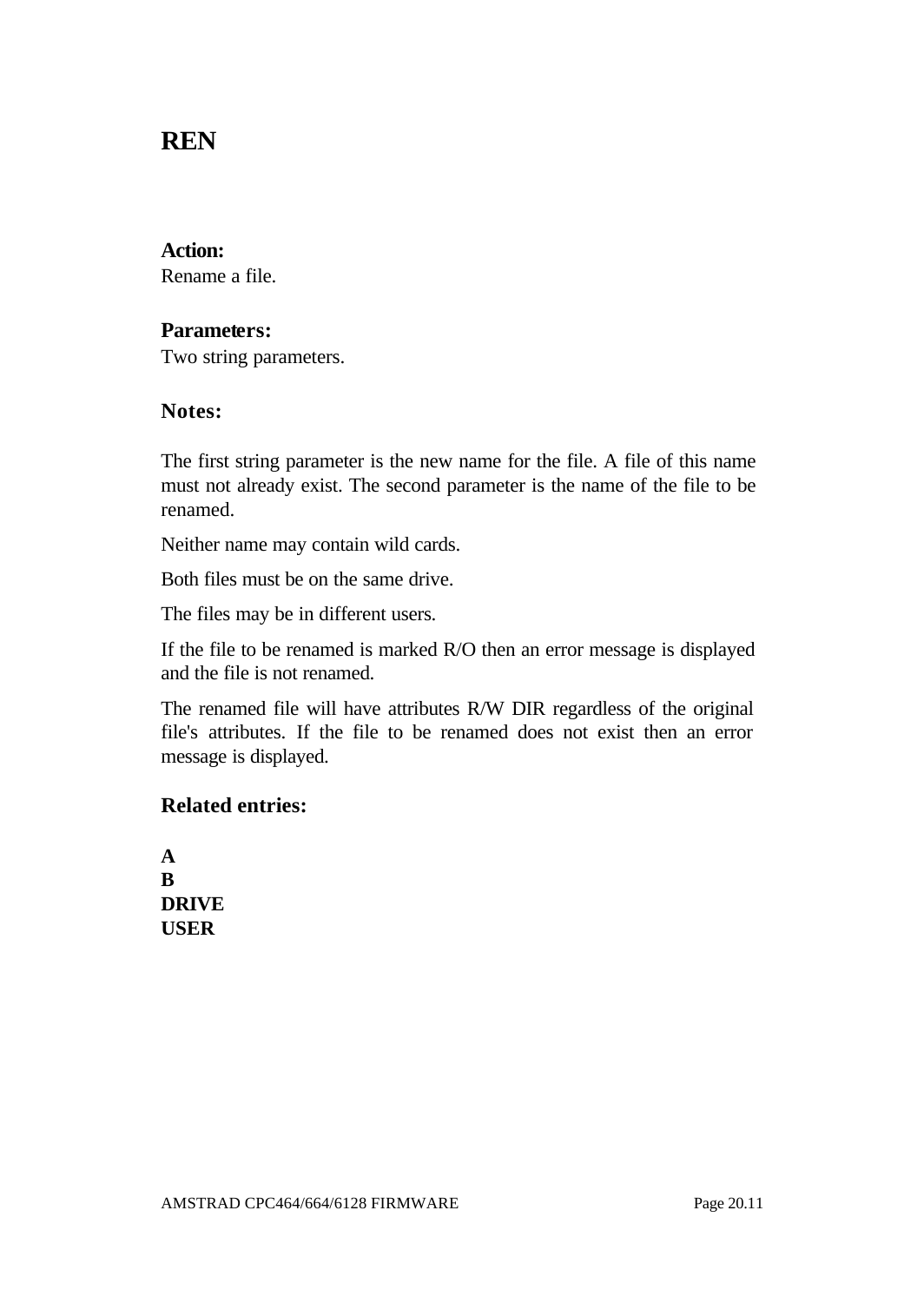# REN

**Action:**
Rename a file.

**Parameters:**
Two string parameters.

**Notes:**

The first string parameter is the new name for the file. A file of this name must not already exist. The second parameter is the name of the file to be renamed.

Neither name may contain wild cards.

Both files must be on the same drive.

The files may be in different users.

If the file to be renamed is marked R/O then an error message is displayed and the file is not renamed.

The renamed file will have attributes R/W DIR regardless of the original file's attributes. If the file to be renamed does not exist then an error message is displayed.

**Related entries:**

**A**
**B**
**DRIVE**
**USER**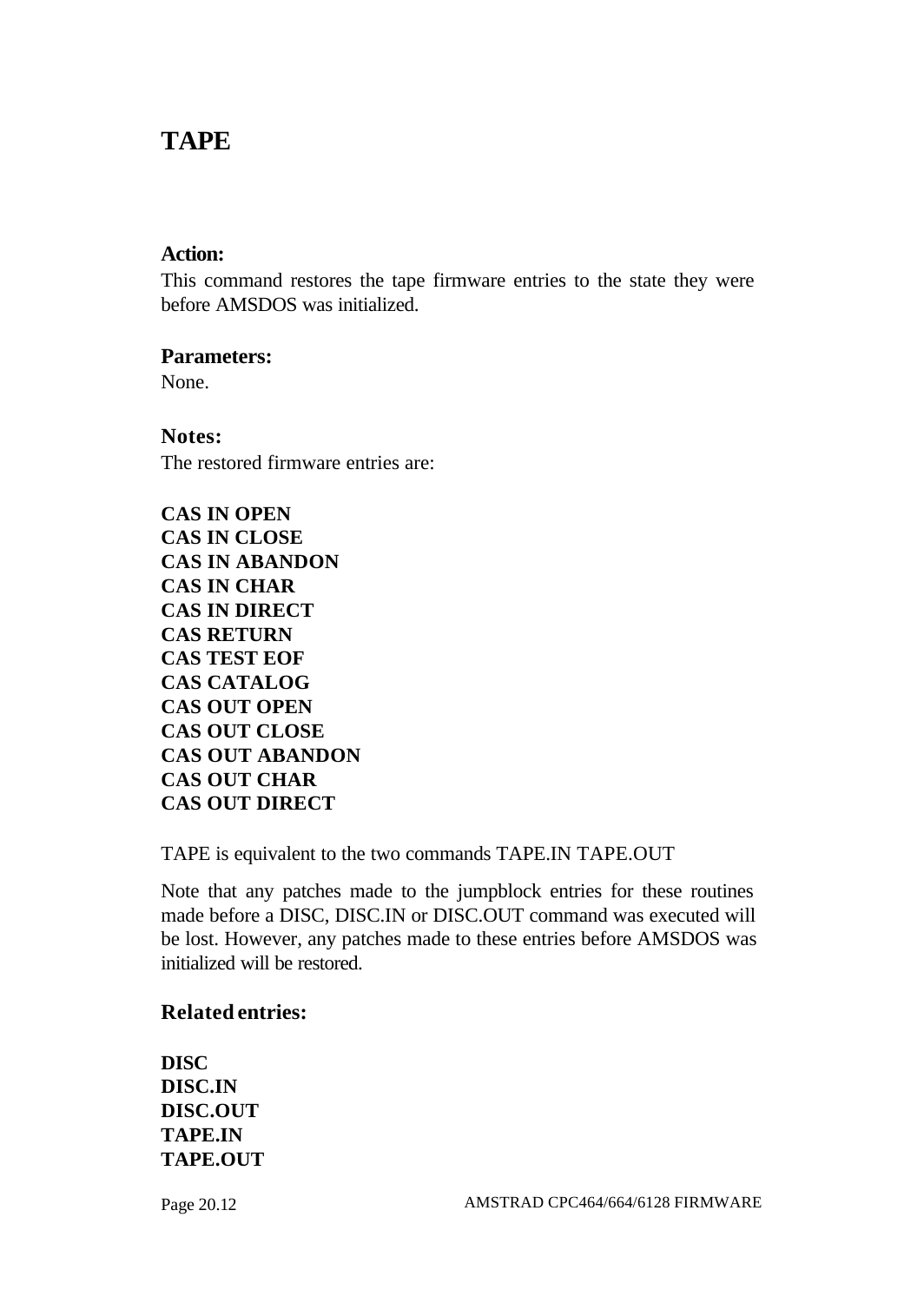# TAPE

**Action:**

This command restores the tape firmware entries to the state they were before AMSDOS was initialized.

**Parameters:**

None.

**Notes:**

The restored firmware entries are:

**CAS IN OPEN**
**CAS IN CLOSE**
**CAS IN ABANDON**
**CAS IN CHAR**
**CAS IN DIRECT**
**CAS RETURN**
**CAS TEST EOF**
**CAS CATALOG**
**CAS OUT OPEN**
**CAS OUT CLOSE**
**CAS OUT ABANDON**
**CAS OUT CHAR**
**CAS OUT DIRECT**

TAPE is equivalent to the two commands TAPE.IN TAPE.OUT

Note that any patches made to the jumpblock entries for these routines made before a DISC, DISC.IN or DISC.OUT command was executed will be lost. However, any patches made to these entries before AMSDOS was initialized will be restored.

**Related entries:**

**DISC**
**DISC.IN**
**DISC.OUT**
**TAPE.IN**
**TAPE.OUT**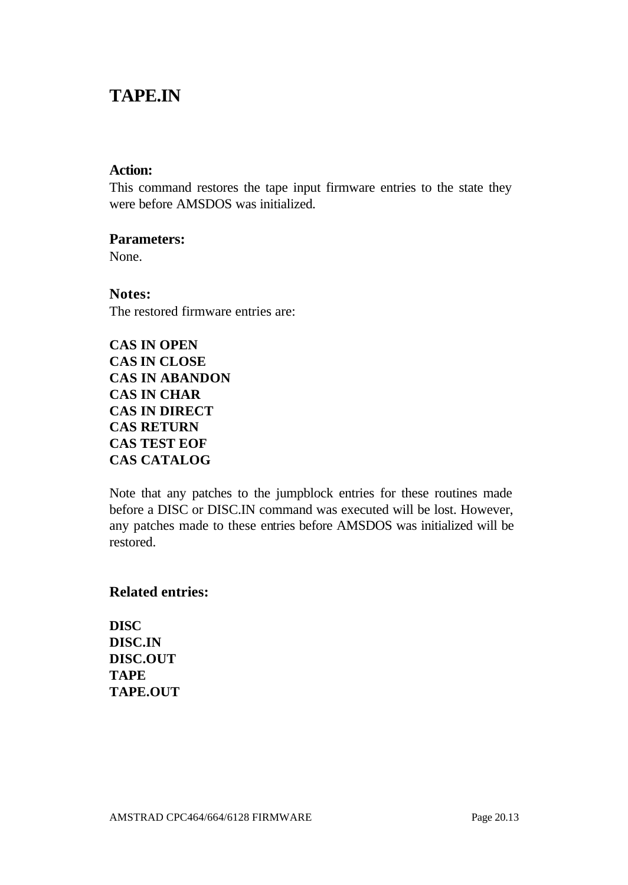# TAPE.IN

**Action:**

This command restores the tape input firmware entries to the state they were before AMSDOS was initialized.

**Parameters:**

None.

**Notes:**

The restored firmware entries are:

**CAS IN OPEN**
**CAS IN CLOSE**
**CAS IN ABANDON**
**CAS IN CHAR**
**CAS IN DIRECT**
**CAS RETURN**
**CAS TEST EOF**
**CAS CATALOG**

Note that any patches to the jumpblock entries for these routines made before a DISC or DISC.IN command was executed will be lost. However, any patches made to these entries before AMSDOS was initialized will be restored.

**Related entries:**

**DISC**
**DISC.IN**
**DISC.OUT**
**TAPE**
**TAPE.OUT**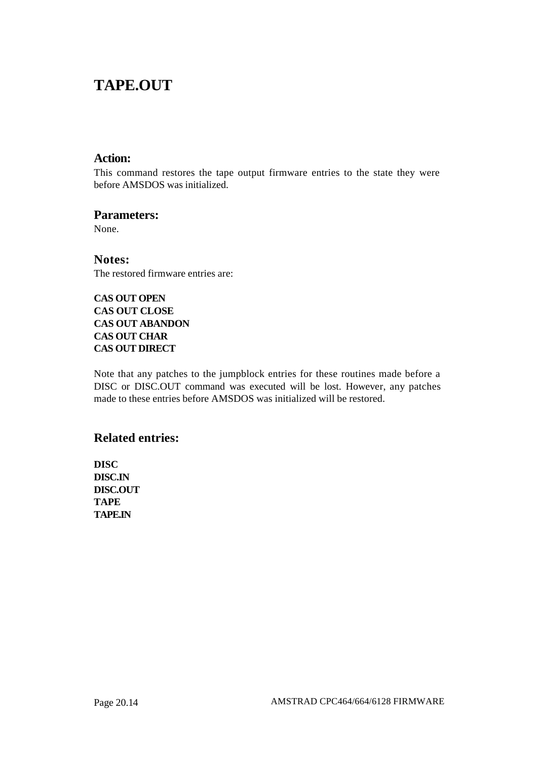# TAPE.OUT

## Action:

This command restores the tape output firmware entries to the state they were before AMSDOS was initialized.

## Parameters:

None.

## Notes:

The restored firmware entries are:

**CAS OUT OPEN**
**CAS OUT CLOSE**
**CAS OUT ABANDON**
**CAS OUT CHAR**
**CAS OUT DIRECT**

Note that any patches to the jumpblock entries for these routines made before a DISC or DISC.OUT command was executed will be lost. However, any patches made to these entries before AMSDOS was initialized will be restored.

## Related entries:

**DISC**
**DISC.IN**
**DISC.OUT**
**TAPE**
**TAPE.IN**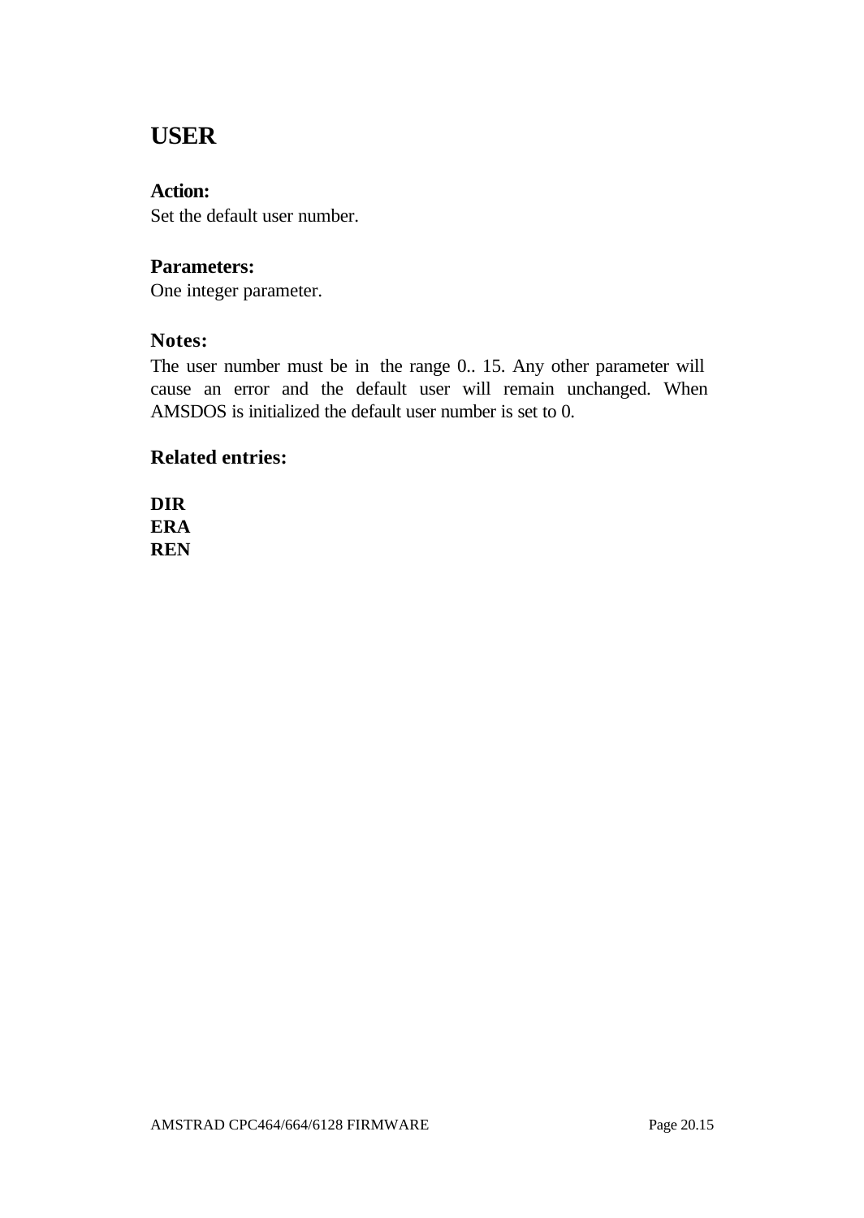# USER

**Action:**
Set the default user number.

**Parameters:**
One integer parameter.

**Notes:**
The user number must be in the range 0.. 15. Any other parameter will cause an error and the default user will remain unchanged. When AMSDOS is initialized the default user number is set to 0.

**Related entries:**

**DIR**
**ERA**
**REN**